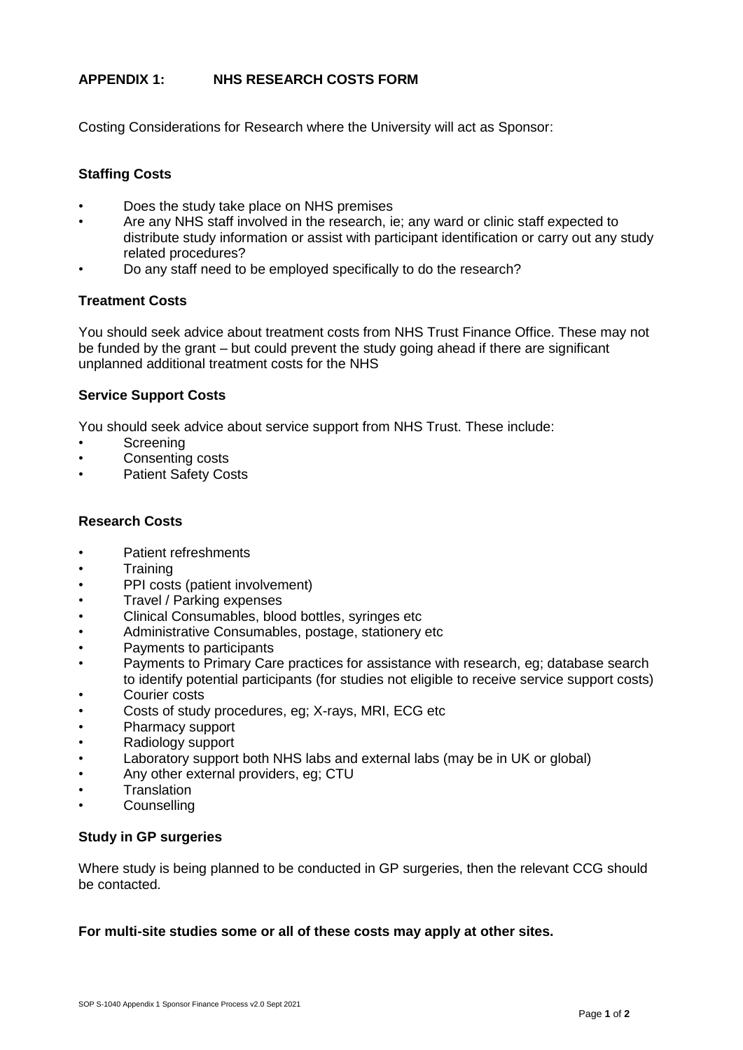## APPENDIX 1: NHS RESEARCH COSTS FORM

Costing Considerations for Research where the University will act as Sponsor:

### Staffing Costs

- Does the study take place on NHS premises
- Are any NHS staff involved in the research, ie; any ward or clinic staff expected to distribute study information or assist with participant identification or carry out any study related procedures?
- Do any staff need to be employed specifically to do the research?

### Treatment Costs

You should seek advice about treatment costs from NHS Trust Finance Office. These may not be funded by the grant – but could prevent the study going ahead if there are significant unplanned additional treatment costs for the NHS

### Service Support Costs

You should seek advice about service support from NHS Trust. These include:

- Screening
- Consenting costs
- Patient Safety Costs

### Research Costs

- Patient refreshments
- Training
- PPI costs (patient involvement)
- Travel / Parking expenses
- Clinical Consumables, blood bottles, syringes etc
- Administrative Consumables, postage, stationery etc
- Payments to participants
- Payments to Primary Care practices for assistance with research, eg; database search to identify potential participants (for studies not eligible to receive service support costs)
- Courier costs
- Costs of study procedures, eg; X-rays, MRI, ECG etc
- Pharmacy support
- Radiology support
- Laboratory support both NHS labs and external labs (may be in UK or global)
- Any other external providers, eg; CTU
- Translation
- Counselling

### Study in GP surgeries

Where study is being planned to be conducted in GP surgeries, then the relevant CCG should be contacted.

**For multi-site studies some or all of these costs may apply at other sites.**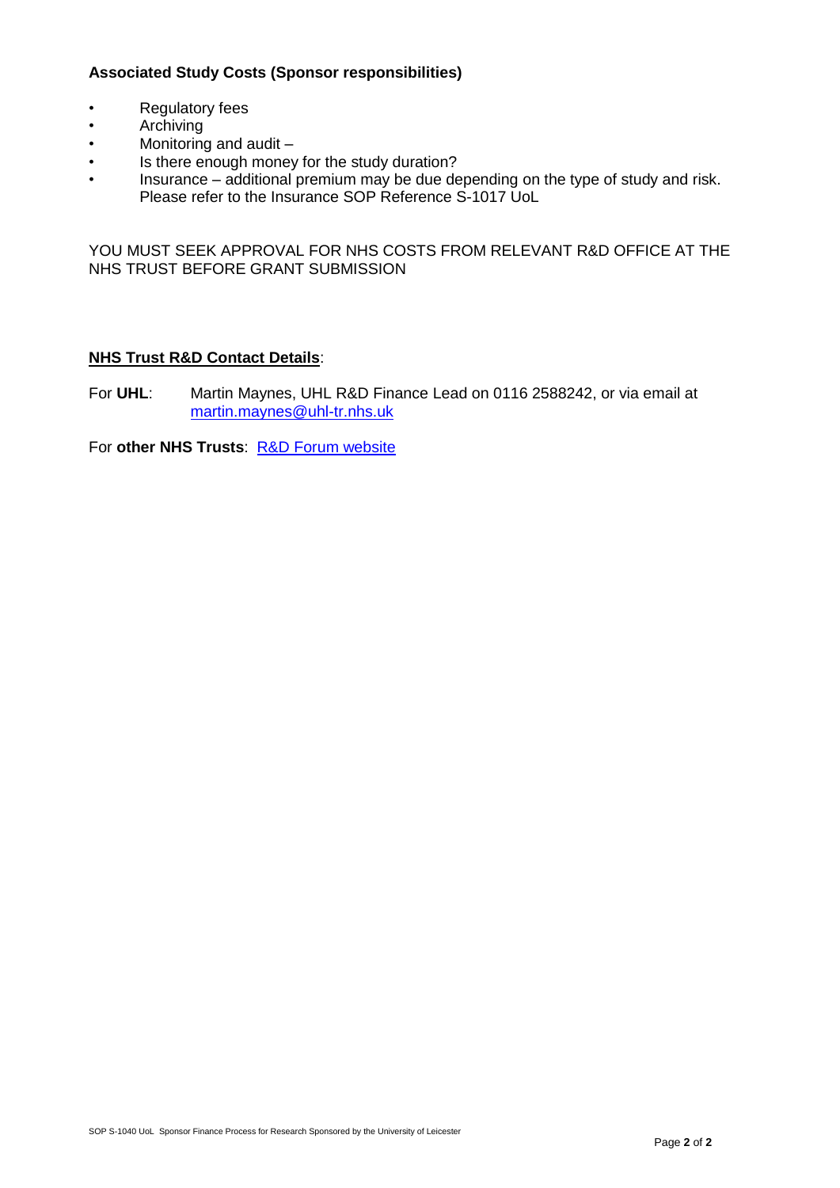**Associated Study Costs (Sponsor responsibilities)**

- Regulatory fees
- Archiving
- Monitoring and audit –
- Is there enough money for the study duration?
- Insurance – additional premium may be due depending on the type of study and risk. Please refer to the Insurance SOP Reference S-1017 UoL

YOU MUST SEEK APPROVAL FOR NHS COSTS FROM RELEVANT R&D OFFICE AT THE NHS TRUST BEFORE GRANT SUBMISSION

**NHS Trust R&D Contact Details**:

For **UHL**: Martin Maynes, UHL R&D Finance Lead on 0116 2588242, or via email at martin.maynes@uhl-tr.nhs.uk

For **other NHS Trusts**: R&D Forum website